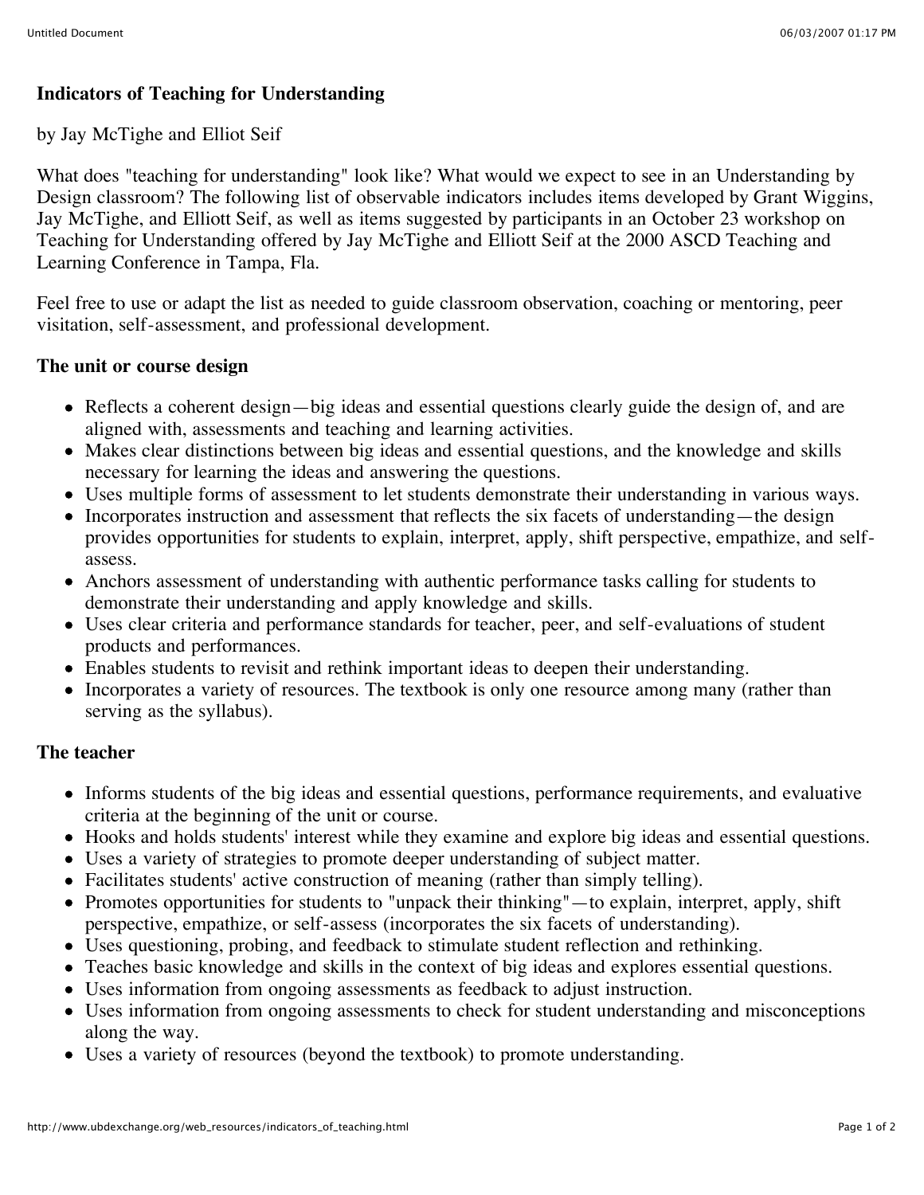# Indicators of Teaching for Understanding

by Jay McTighe and Elliot Seif

What does "teaching for understanding" look like? What would we expect to see in an Understanding by Design classroom? The following list of observable indicators includes items developed by Grant Wiggins, Jay McTighe, and Elliott Seif, as well as items suggested by participants in an October 23 workshop on Teaching for Understanding offered by Jay McTighe and Elliott Seif at the 2000 ASCD Teaching and Learning Conference in Tampa, Fla.

Feel free to use or adapt the list as needed to guide classroom observation, coaching or mentoring, peer visitation, self-assessment, and professional development.

## The unit or course design

- Reflects a coherent design—big ideas and essential questions clearly guide the design of, and are aligned with, assessments and teaching and learning activities.
- Makes clear distinctions between big ideas and essential questions, and the knowledge and skills necessary for learning the ideas and answering the questions.
- Uses multiple forms of assessment to let students demonstrate their understanding in various ways.
- Incorporates instruction and assessment that reflects the six facets of understanding—the design provides opportunities for students to explain, interpret, apply, shift perspective, empathize, and self-assess.
- Anchors assessment of understanding with authentic performance tasks calling for students to demonstrate their understanding and apply knowledge and skills.
- Uses clear criteria and performance standards for teacher, peer, and self-evaluations of student products and performances.
- Enables students to revisit and rethink important ideas to deepen their understanding.
- Incorporates a variety of resources. The textbook is only one resource among many (rather than serving as the syllabus).

## The teacher

- Informs students of the big ideas and essential questions, performance requirements, and evaluative criteria at the beginning of the unit or course.
- Hooks and holds students' interest while they examine and explore big ideas and essential questions.
- Uses a variety of strategies to promote deeper understanding of subject matter.
- Facilitates students' active construction of meaning (rather than simply telling).
- Promotes opportunities for students to "unpack their thinking"—to explain, interpret, apply, shift perspective, empathize, or self-assess (incorporates the six facets of understanding).
- Uses questioning, probing, and feedback to stimulate student reflection and rethinking.
- Teaches basic knowledge and skills in the context of big ideas and explores essential questions.
- Uses information from ongoing assessments as feedback to adjust instruction.
- Uses information from ongoing assessments to check for student understanding and misconceptions along the way.
- Uses a variety of resources (beyond the textbook) to promote understanding.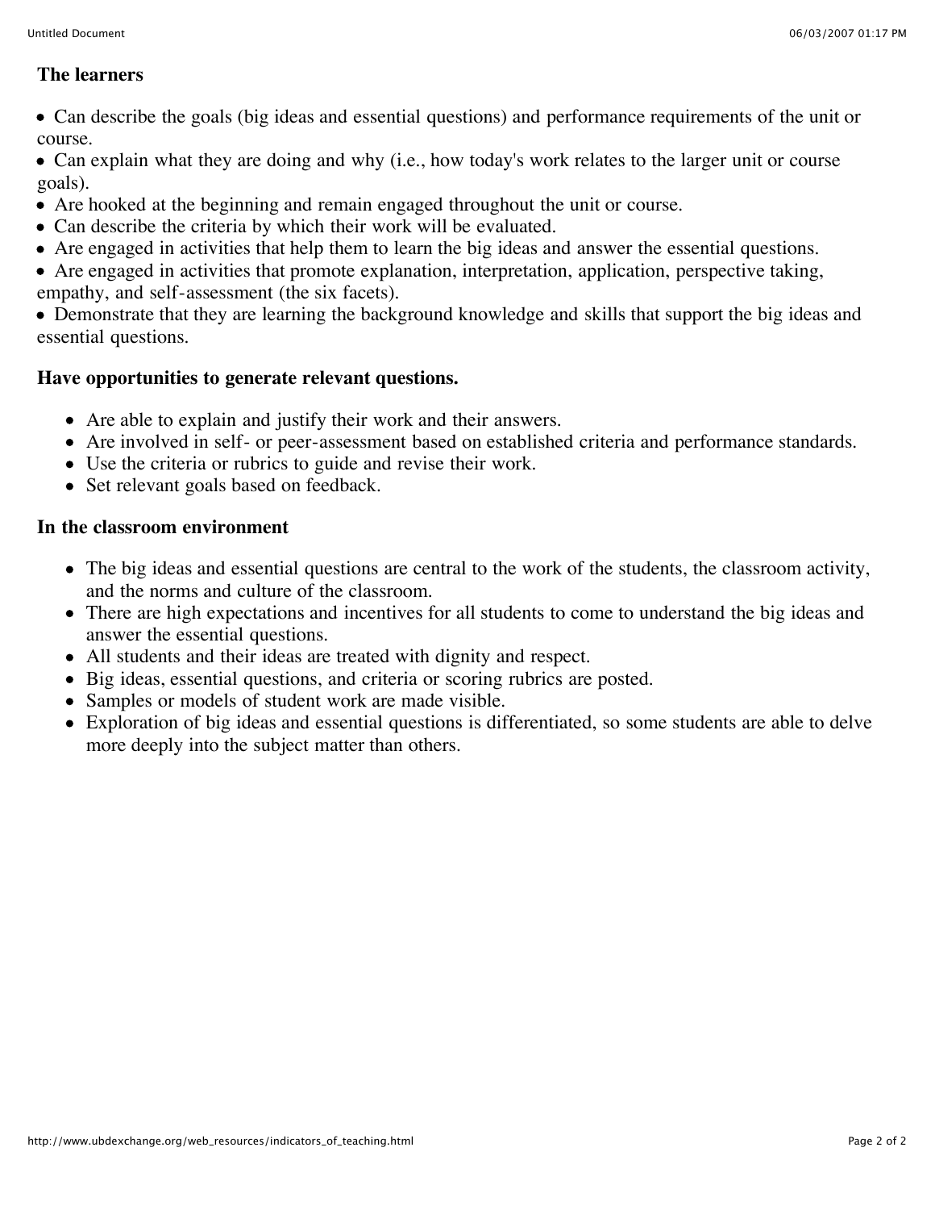**The learners**

- Can describe the goals (big ideas and essential questions) and performance requirements of the unit or course.
- Can explain what they are doing and why (i.e., how today's work relates to the larger unit or course goals).
- Are hooked at the beginning and remain engaged throughout the unit or course.
- Can describe the criteria by which their work will be evaluated.
- Are engaged in activities that help them to learn the big ideas and answer the essential questions.
- Are engaged in activities that promote explanation, interpretation, application, perspective taking, empathy, and self-assessment (the six facets).
- Demonstrate that they are learning the background knowledge and skills that support the big ideas and essential questions.

**Have opportunities to generate relevant questions.**

- Are able to explain and justify their work and their answers.
- Are involved in self- or peer-assessment based on established criteria and performance standards.
- Use the criteria or rubrics to guide and revise their work.
- Set relevant goals based on feedback.

**In the classroom environment**

- The big ideas and essential questions are central to the work of the students, the classroom activity, and the norms and culture of the classroom.
- There are high expectations and incentives for all students to come to understand the big ideas and answer the essential questions.
- All students and their ideas are treated with dignity and respect.
- Big ideas, essential questions, and criteria or scoring rubrics are posted.
- Samples or models of student work are made visible.
- Exploration of big ideas and essential questions is differentiated, so some students are able to delve more deeply into the subject matter than others.